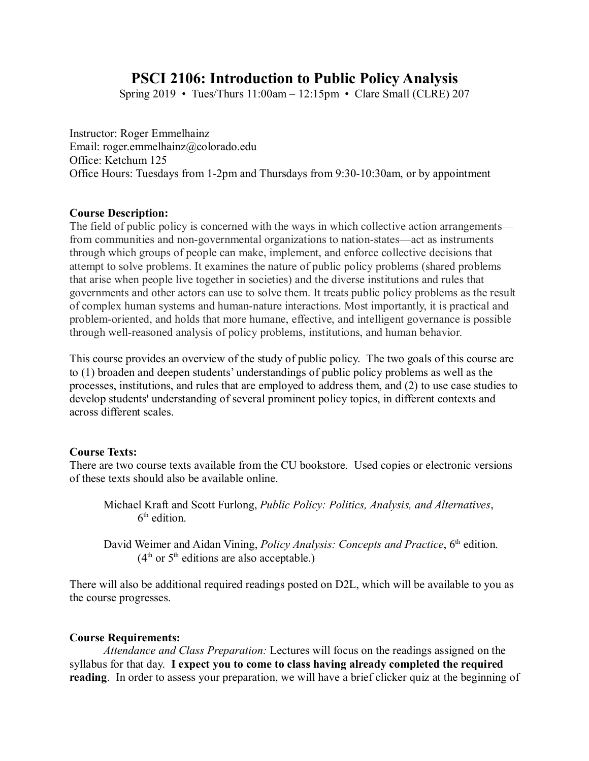# PSCI 2106: Introduction to Public Policy Analysis

Spring 2019 • Tues/Thurs 11:00am – 12:15pm • Clare Small (CLRE) 207

Instructor: Roger Emmelhainz
Email: roger.emmelhainz@colorado.edu
Office: Ketchum 125
Office Hours: Tuesdays from 1-2pm and Thursdays from 9:30-10:30am, or by appointment

**Course Description:**
The field of public policy is concerned with the ways in which collective action arrangements—from communities and non-governmental organizations to nation-states—act as instruments through which groups of people can make, implement, and enforce collective decisions that attempt to solve problems. It examines the nature of public policy problems (shared problems that arise when people live together in societies) and the diverse institutions and rules that governments and other actors can use to solve them. It treats public policy problems as the result of complex human systems and human-nature interactions. Most importantly, it is practical and problem-oriented, and holds that more humane, effective, and intelligent governance is possible through well-reasoned analysis of policy problems, institutions, and human behavior.

This course provides an overview of the study of public policy. The two goals of this course are to (1) broaden and deepen students' understandings of public policy problems as well as the processes, institutions, and rules that are employed to address them, and (2) to use case studies to develop students' understanding of several prominent policy topics, in different contexts and across different scales.

**Course Texts:**
There are two course texts available from the CU bookstore. Used copies or electronic versions of these texts should also be available online.

> Michael Kraft and Scott Furlong, *Public Policy: Politics, Analysis, and Alternatives*, 6th edition.
>
> David Weimer and Aidan Vining, *Policy Analysis: Concepts and Practice*, 6th edition. (4th or 5th editions are also acceptable.)

There will also be additional required readings posted on D2L, which will be available to you as the course progresses.

**Course Requirements:**

*Attendance and Class Preparation:* Lectures will focus on the readings assigned on the syllabus for that day. **I expect you to come to class having already completed the required reading**. In order to assess your preparation, we will have a brief clicker quiz at the beginning of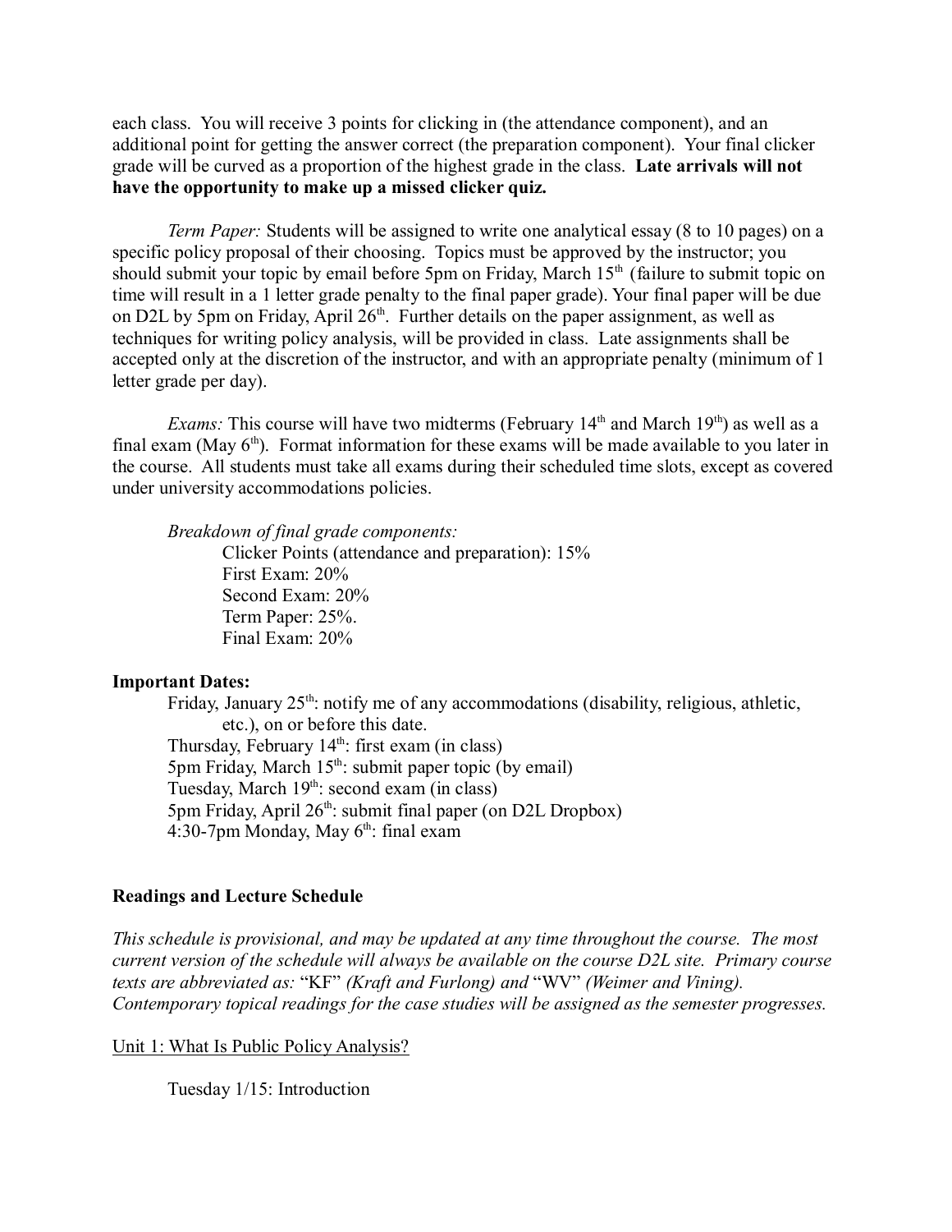each class. You will receive 3 points for clicking in (the attendance component), and an additional point for getting the answer correct (the preparation component). Your final clicker grade will be curved as a proportion of the highest grade in the class. **Late arrivals will not have the opportunity to make up a missed clicker quiz.**

*Term Paper:* Students will be assigned to write one analytical essay (8 to 10 pages) on a specific policy proposal of their choosing. Topics must be approved by the instructor; you should submit your topic by email before 5pm on Friday, March 15th (failure to submit topic on time will result in a 1 letter grade penalty to the final paper grade). Your final paper will be due on D2L by 5pm on Friday, April 26th. Further details on the paper assignment, as well as techniques for writing policy analysis, will be provided in class. Late assignments shall be accepted only at the discretion of the instructor, and with an appropriate penalty (minimum of 1 letter grade per day).

*Exams:* This course will have two midterms (February 14th and March 19th) as well as a final exam (May 6th). Format information for these exams will be made available to you later in the course. All students must take all exams during their scheduled time slots, except as covered under university accommodations policies.

*Breakdown of final grade components:*

- Clicker Points (attendance and preparation): 15%
- First Exam: 20%
- Second Exam: 20%
- Term Paper: 25%.
- Final Exam: 20%

**Important Dates:**

- Friday, January 25th: notify me of any accommodations (disability, religious, athletic, etc.), on or before this date.
- Thursday, February 14th: first exam (in class)
- 5pm Friday, March 15th: submit paper topic (by email)
- Tuesday, March 19th: second exam (in class)
- 5pm Friday, April 26th: submit final paper (on D2L Dropbox)
- 4:30-7pm Monday, May 6th: final exam

## Readings and Lecture Schedule

*This schedule is provisional, and may be updated at any time throughout the course. The most current version of the schedule will always be available on the course D2L site. Primary course texts are abbreviated as:* "KF" *(Kraft and Furlong) and* "WV" *(Weimer and Vining). Contemporary topical readings for the case studies will be assigned as the semester progresses.*

### Unit 1: What Is Public Policy Analysis?

Tuesday 1/15: Introduction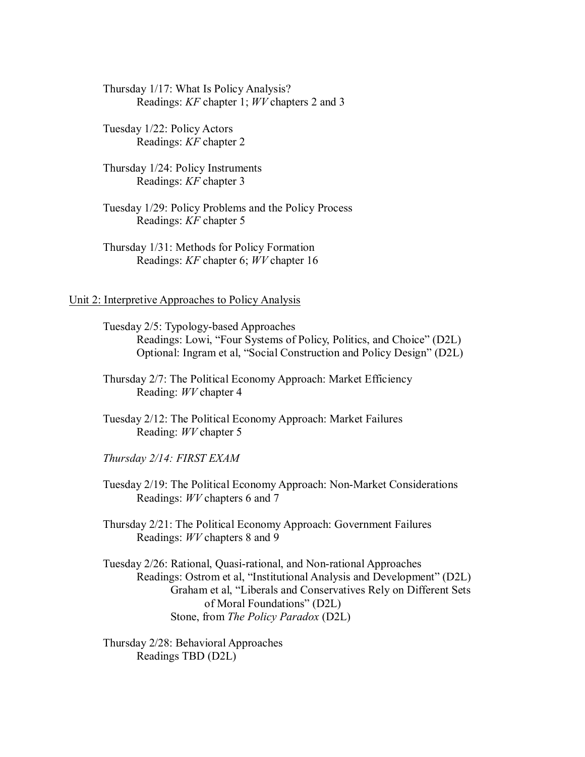Thursday 1/17: What Is Policy Analysis?
Readings: *KF* chapter 1; *WV* chapters 2 and 3

Tuesday 1/22: Policy Actors
Readings: *KF* chapter 2

Thursday 1/24: Policy Instruments
Readings: *KF* chapter 3

Tuesday 1/29: Policy Problems and the Policy Process
Readings: *KF* chapter 5

Thursday 1/31: Methods for Policy Formation
Readings: *KF* chapter 6; *WV* chapter 16

## Unit 2: Interpretive Approaches to Policy Analysis

Tuesday 2/5: Typology-based Approaches
Readings: Lowi, "Four Systems of Policy, Politics, and Choice" (D2L)
Optional: Ingram et al, "Social Construction and Policy Design" (D2L)

Thursday 2/7: The Political Economy Approach: Market Efficiency
Reading: *WV* chapter 4

Tuesday 2/12: The Political Economy Approach: Market Failures
Reading: *WV* chapter 5

*Thursday 2/14: FIRST EXAM*

Tuesday 2/19: The Political Economy Approach: Non-Market Considerations
Readings: *WV* chapters 6 and 7

Thursday 2/21: The Political Economy Approach: Government Failures
Readings: *WV* chapters 8 and 9

Tuesday 2/26: Rational, Quasi-rational, and Non-rational Approaches
Readings: Ostrom et al, "Institutional Analysis and Development" (D2L)
Graham et al, "Liberals and Conservatives Rely on Different Sets of Moral Foundations" (D2L)
Stone, from *The Policy Paradox* (D2L)

Thursday 2/28: Behavioral Approaches
Readings TBD (D2L)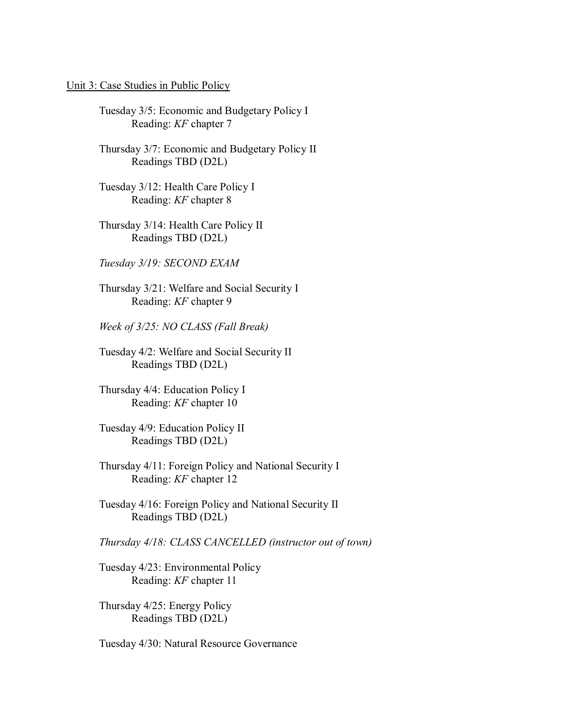Unit 3: Case Studies in Public Policy

Tuesday 3/5: Economic and Budgetary Policy I
Reading: *KF* chapter 7

Thursday 3/7: Economic and Budgetary Policy II
Readings TBD (D2L)

Tuesday 3/12: Health Care Policy I
Reading: *KF* chapter 8

Thursday 3/14: Health Care Policy II
Readings TBD (D2L)

*Tuesday 3/19: SECOND EXAM*

Thursday 3/21: Welfare and Social Security I
Reading: *KF* chapter 9

*Week of 3/25: NO CLASS (Fall Break)*

Tuesday 4/2: Welfare and Social Security II
Readings TBD (D2L)

Thursday 4/4: Education Policy I
Reading: *KF* chapter 10

Tuesday 4/9: Education Policy II
Readings TBD (D2L)

Thursday 4/11: Foreign Policy and National Security I
Reading: *KF* chapter 12

Tuesday 4/16: Foreign Policy and National Security II
Readings TBD (D2L)

*Thursday 4/18: CLASS CANCELLED (instructor out of town)*

Tuesday 4/23: Environmental Policy
Reading: *KF* chapter 11

Thursday 4/25: Energy Policy
Readings TBD (D2L)

Tuesday 4/30: Natural Resource Governance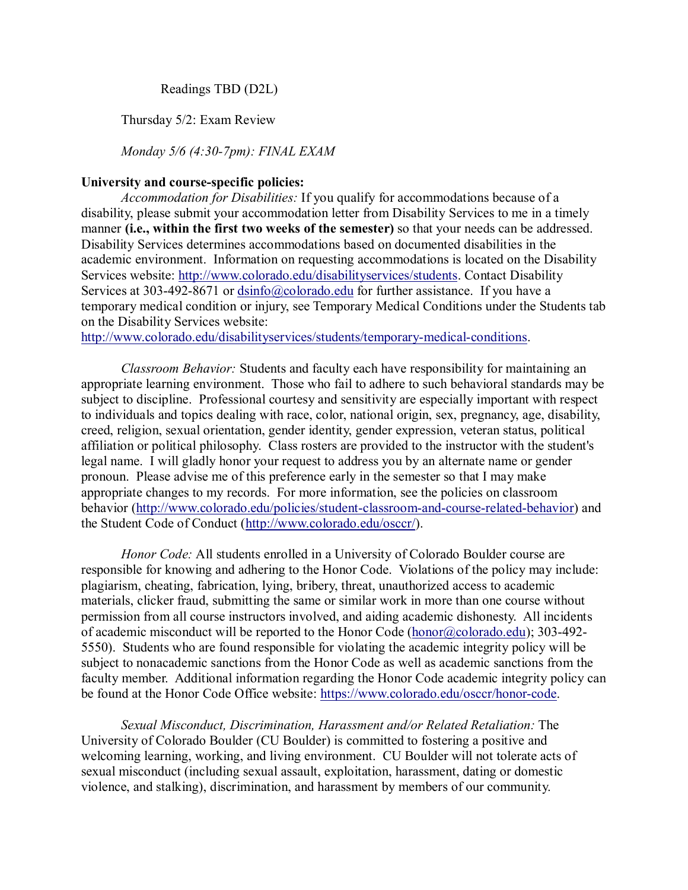Readings TBD (D2L)

Thursday 5/2: Exam Review

*Monday 5/6 (4:30-7pm): FINAL EXAM*

**University and course-specific policies:**

*Accommodation for Disabilities:* If you qualify for accommodations because of a disability, please submit your accommodation letter from Disability Services to me in a timely manner **(i.e., within the first two weeks of the semester)** so that your needs can be addressed. Disability Services determines accommodations based on documented disabilities in the academic environment. Information on requesting accommodations is located on the Disability Services website: [http://www.colorado.edu/disabilityservices/students](http://www.colorado.edu/disabilityservices/students). Contact Disability Services at 303-492-8671 or [dsinfo@colorado.edu](mailto:dsinfo@colorado.edu) for further assistance. If you have a temporary medical condition or injury, see Temporary Medical Conditions under the Students tab on the Disability Services website: [http://www.colorado.edu/disabilityservices/students/temporary-medical-conditions](http://www.colorado.edu/disabilityservices/students/temporary-medical-conditions).

*Classroom Behavior:* Students and faculty each have responsibility for maintaining an appropriate learning environment. Those who fail to adhere to such behavioral standards may be subject to discipline. Professional courtesy and sensitivity are especially important with respect to individuals and topics dealing with race, color, national origin, sex, pregnancy, age, disability, creed, religion, sexual orientation, gender identity, gender expression, veteran status, political affiliation or political philosophy. Class rosters are provided to the instructor with the student's legal name. I will gladly honor your request to address you by an alternate name or gender pronoun. Please advise me of this preference early in the semester so that I may make appropriate changes to my records. For more information, see the policies on classroom behavior ([http://www.colorado.edu/policies/student-classroom-and-course-related-behavior](http://www.colorado.edu/policies/student-classroom-and-course-related-behavior)) and the Student Code of Conduct ([http://www.colorado.edu/osccr/](http://www.colorado.edu/osccr/)).

*Honor Code:* All students enrolled in a University of Colorado Boulder course are responsible for knowing and adhering to the Honor Code. Violations of the policy may include: plagiarism, cheating, fabrication, lying, bribery, threat, unauthorized access to academic materials, clicker fraud, submitting the same or similar work in more than one course without permission from all course instructors involved, and aiding academic dishonesty. All incidents of academic misconduct will be reported to the Honor Code ([honor@colorado.edu](mailto:honor@colorado.edu)); 303-492-5550). Students who are found responsible for violating the academic integrity policy will be subject to nonacademic sanctions from the Honor Code as well as academic sanctions from the faculty member. Additional information regarding the Honor Code academic integrity policy can be found at the Honor Code Office website: [https://www.colorado.edu/osccr/honor-code](https://www.colorado.edu/osccr/honor-code).

*Sexual Misconduct, Discrimination, Harassment and/or Related Retaliation:* The University of Colorado Boulder (CU Boulder) is committed to fostering a positive and welcoming learning, working, and living environment. CU Boulder will not tolerate acts of sexual misconduct (including sexual assault, exploitation, harassment, dating or domestic violence, and stalking), discrimination, and harassment by members of our community.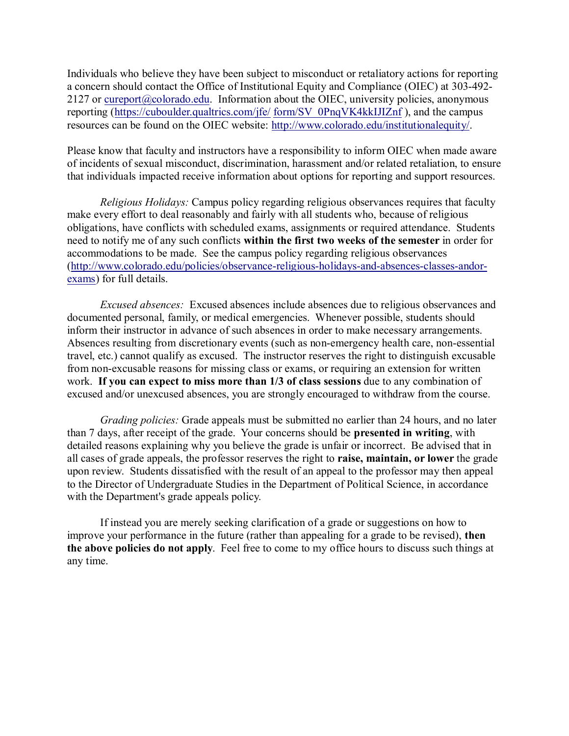Individuals who believe they have been subject to misconduct or retaliatory actions for reporting a concern should contact the Office of Institutional Equity and Compliance (OIEC) at 303-492-2127 or cureport@colorado.edu. Information about the OIEC, university policies, anonymous reporting (https://cuboulder.qualtrics.com/jfe/ form/SV_0PnqVK4kkIJIZnf ), and the campus resources can be found on the OIEC website: http://www.colorado.edu/institutionalequity/.

Please know that faculty and instructors have a responsibility to inform OIEC when made aware of incidents of sexual misconduct, discrimination, harassment and/or related retaliation, to ensure that individuals impacted receive information about options for reporting and support resources.

*Religious Holidays:* Campus policy regarding religious observances requires that faculty make every effort to deal reasonably and fairly with all students who, because of religious obligations, have conflicts with scheduled exams, assignments or required attendance. Students need to notify me of any such conflicts **within the first two weeks of the semester** in order for accommodations to be made. See the campus policy regarding religious observances (http://www.colorado.edu/policies/observance-religious-holidays-and-absences-classes-andor-exams) for full details.

*Excused absences:* Excused absences include absences due to religious observances and documented personal, family, or medical emergencies. Whenever possible, students should inform their instructor in advance of such absences in order to make necessary arrangements. Absences resulting from discretionary events (such as non-emergency health care, non-essential travel, etc.) cannot qualify as excused. The instructor reserves the right to distinguish excusable from non-excusable reasons for missing class or exams, or requiring an extension for written work. **If you can expect to miss more than 1/3 of class sessions** due to any combination of excused and/or unexcused absences, you are strongly encouraged to withdraw from the course.

*Grading policies:* Grade appeals must be submitted no earlier than 24 hours, and no later than 7 days, after receipt of the grade. Your concerns should be **presented in writing**, with detailed reasons explaining why you believe the grade is unfair or incorrect. Be advised that in all cases of grade appeals, the professor reserves the right to **raise, maintain, or lower** the grade upon review. Students dissatisfied with the result of an appeal to the professor may then appeal to the Director of Undergraduate Studies in the Department of Political Science, in accordance with the Department's grade appeals policy.

If instead you are merely seeking clarification of a grade or suggestions on how to improve your performance in the future (rather than appealing for a grade to be revised), **then the above policies do not apply**. Feel free to come to my office hours to discuss such things at any time.